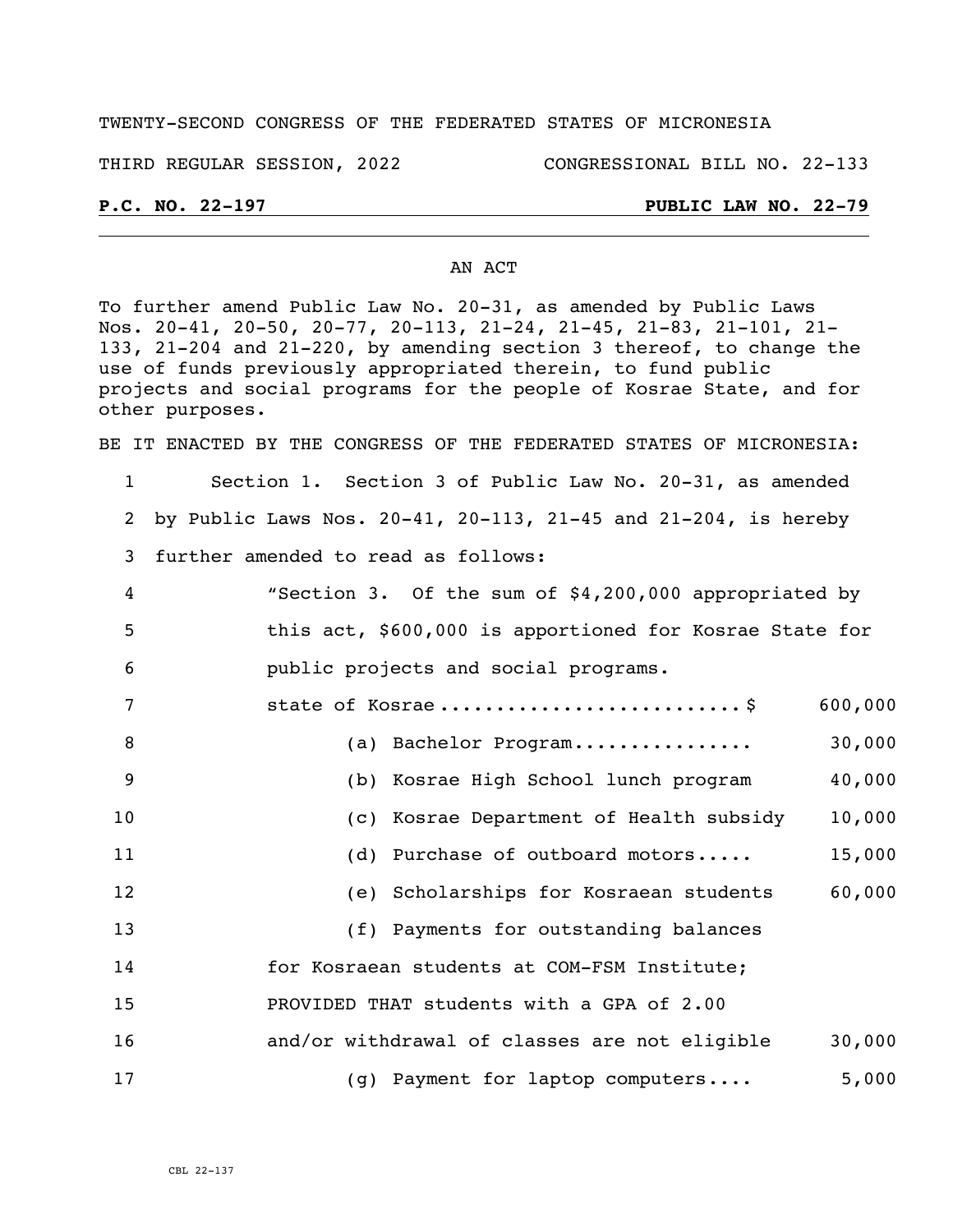TWENTY-SECOND CONGRESS OF THE FEDERATED STATES OF MICRONESIA

THIRD REGULAR SESSION, 2022 CONGRESSIONAL BILL NO. 22-133

**P.C. NO. 22-197** **PUBLIC LAW NO. 22-79**

AN ACT

To further amend Public Law No. 20-31, as amended by Public Laws Nos. 20-41, 20-50, 20-77, 20-113, 21-24, 21-45, 21-83, 21-101, 21-133, 21-204 and 21-220, by amending section 3 thereof, to change the use of funds previously appropriated therein, to fund public projects and social programs for the people of Kosrae State, and for other purposes.

BE IT ENACTED BY THE CONGRESS OF THE FEDERATED STATES OF MICRONESIA:

1 Section 1. Section 3 of Public Law No. 20-31, as amended
2 by Public Laws Nos. 20-41, 20-113, 21-45 and 21-204, is hereby
3 further amended to read as follows:

4 "Section 3. Of the sum of $4,200,000 appropriated by
5 this act, $600,000 is apportioned for Kosrae State for
6 public projects and social programs.

7 state of Kosrae .......................... $ 600,000
8 (a) Bachelor Program................ 30,000
9 (b) Kosrae High School lunch program 40,000
10 (c) Kosrae Department of Health subsidy 10,000
11 (d) Purchase of outboard motors..... 15,000
12 (e) Scholarships for Kosraean students 60,000
13 (f) Payments for outstanding balances
14 for Kosraean students at COM-FSM Institute;
15 PROVIDED THAT students with a GPA of 2.00
16 and/or withdrawal of classes are not eligible 30,000
17 (g) Payment for laptop computers.... 5,000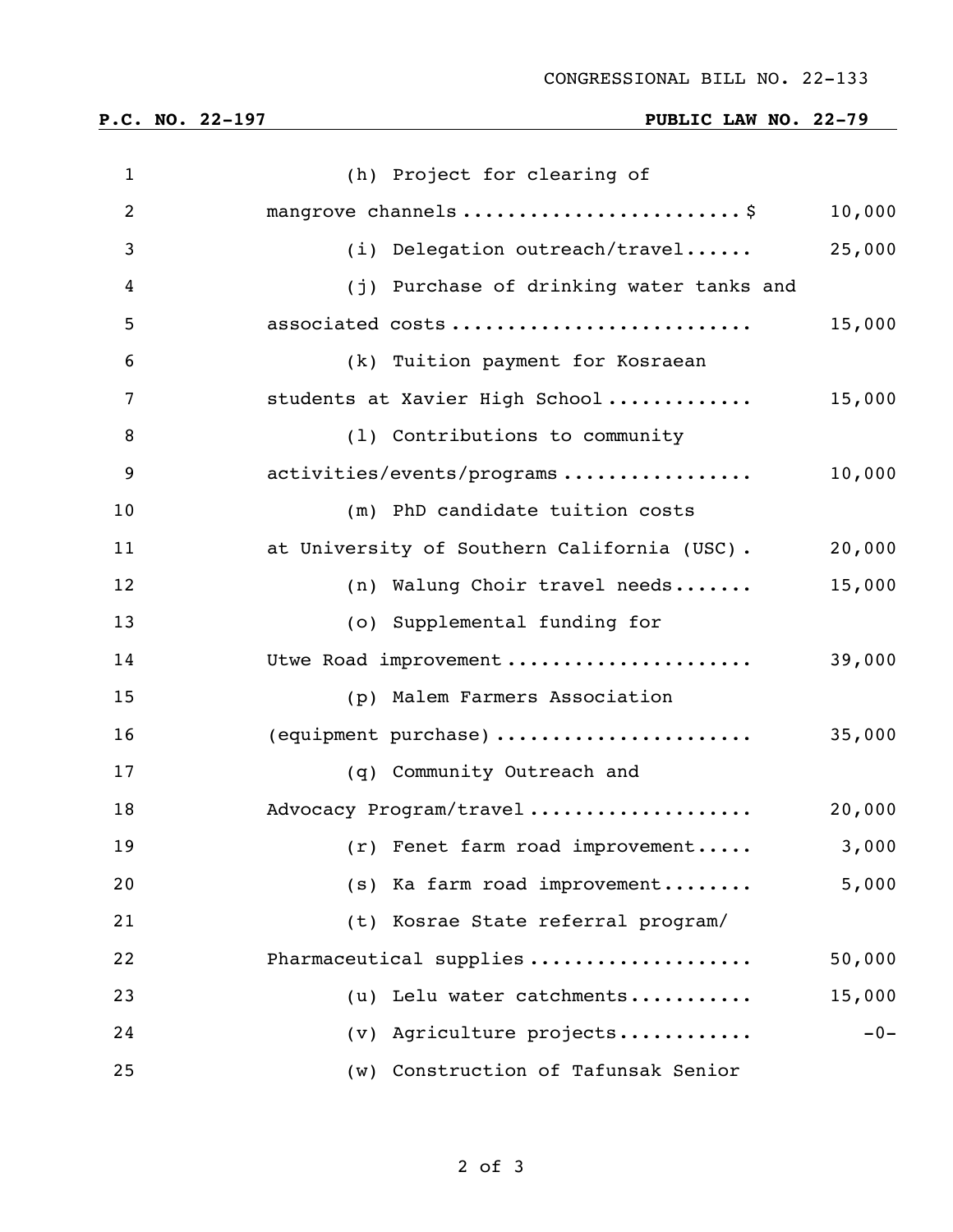| | |
|---|---:|
| (h) Project for clearing of mangrove channels | $ 10,000 |
| (i) Delegation outreach/travel | 25,000 |
| (j) Purchase of drinking water tanks and associated costs | 15,000 |
| (k) Tuition payment for Kosraean students at Xavier High School | 15,000 |
| (l) Contributions to community activities/events/programs | 10,000 |
| (m) PhD candidate tuition costs at University of Southern California (USC) | 20,000 |
| (n) Walung Choir travel needs | 15,000 |
| (o) Supplemental funding for Utwe Road improvement | 39,000 |
| (p) Malem Farmers Association (equipment purchase) | 35,000 |
| (q) Community Outreach and Advocacy Program/travel | 20,000 |
| (r) Fenet farm road improvement | 3,000 |
| (s) Ka farm road improvement | 5,000 |
| (t) Kosrae State referral program/ Pharmaceutical supplies | 50,000 |
| (u) Lelu water catchments | 15,000 |
| (v) Agriculture projects | -0- |

(w) Construction of Tafunsak Senior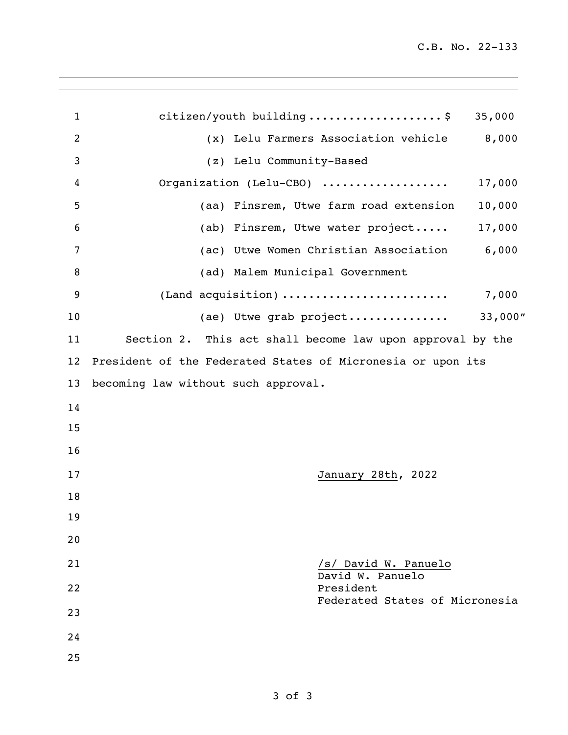citizen/youth building....................$ 35,000

(x) Lelu Farmers Association vehicle 8,000

(z) Lelu Community-Based Organization (Lelu-CBO) .................. 17,000

(aa) Finsrem, Utwe farm road extension 10,000

(ab) Finsrem, Utwe water project..... 17,000

(ac) Utwe Women Christian Association 6,000

(ad) Malem Municipal Government (Land acquisition)........................ 7,000

(ae) Utwe grab project............... 33,000"

Section 2. This act shall become law upon approval by the President of the Federated States of Micronesia or upon its becoming law without such approval.

January 28th, 2022

/s/ David W. Panuelo
David W. Panuelo
President
Federated States of Micronesia